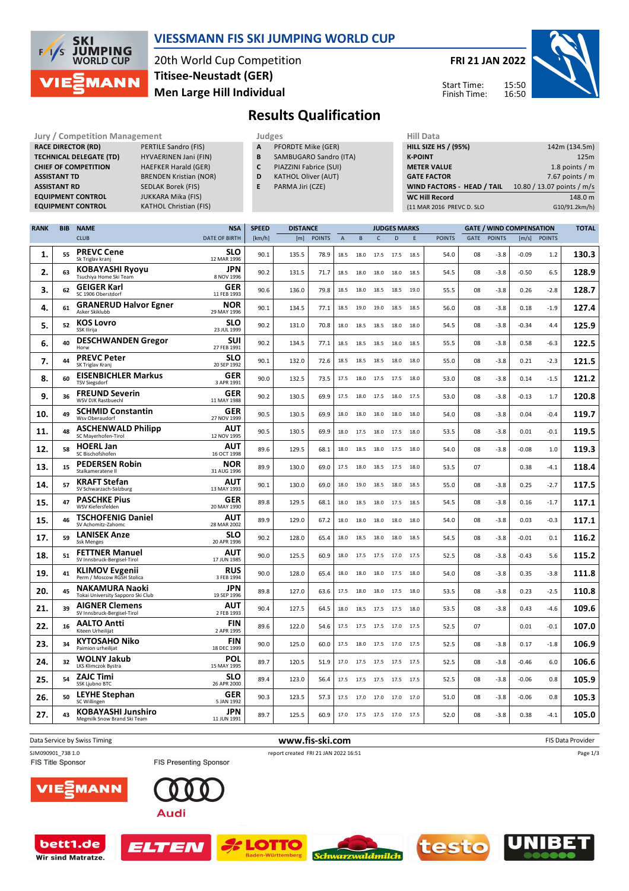# VIESSMANN FIS SKI JUMPING WORLD CUP

20th World Cup Competition
**Titisee-Neustadt (GER)**
**Men Large Hill Individual**

**FRI 21 JAN 2022**

Start Time: 15:50
Finish Time: 16:50

## Results Qualification

| Jury / Competition Management | |
|---|---|
| RACE DIRECTOR (RD) | PERTILE Sandro (FIS) |
| TECHNICAL DELEGATE (TD) | HYVAERINEN Jani (FIN) |
| CHIEF OF COMPETITION | HAEFKER Harald (GER) |
| ASSISTANT TD | BRENDEN Kristian (NOR) |
| ASSISTANT RD | SEDLAK Borek (FIS) |
| EQUIPMENT CONTROL | JUKKARA Mika (FIS) |
| EQUIPMENT CONTROL | KATHOL Christian (FIS) |

| Judges | |
|---|---|
| A | PFORDTE Mike (GER) |
| B | SAMBUGARO Sandro (ITA) |
| C | PIAZZINI Fabrice (SUI) |
| D | KATHOL Oliver (AUT) |
| E | PARMA Jiri (CZE) |

| Hill Data | |
|---|---|
| HILL SIZE HS / (95%) | 142m (134.5m) |
| K-POINT | 125m |
| METER VALUE | 1.8 points / m |
| GATE FACTOR | 7.67 points / m |
| WIND FACTORS - HEAD / TAIL | 10.80 / 13.07 points / m/s |
| WC Hill Record | 148.0 m |
| (11 MAR 2016 PREVC D. SLO | G10/91.2km/h) |

| RANK | BIB | NAME / CLUB | NSA / DATE OF BIRTH | SPEED [km/h] | DISTANCE [m] | DISTANCE POINTS | A | B | C | D | E | JUDGES POINTS | GATE | GATE POINTS | WIND [m/s] | WIND POINTS | TOTAL |
|---|---|---|---|---|---|---|---|---|---|---|---|---|---|---|---|---|---|
| 1. | 55 | **PREVC Cene** Sk Triglav kranj | SLO 12 MAR 1996 | 90.1 | 135.5 | 78.9 | 18.5 | 18.0 | 17.5 | 17.5 | 18.5 | 54.0 | 08 | -3.8 | -0.09 | 1.2 | 130.3 |
| 2. | 63 | **KOBAYASHI Ryoyu** Tsuchiya Home Ski Team | JPN 8 NOV 1996 | 90.2 | 131.5 | 71.7 | 18.5 | 18.0 | 18.0 | 18.0 | 18.5 | 54.5 | 08 | -3.8 | -0.50 | 6.5 | 128.9 |
| 3. | 62 | **GEIGER Karl** SC 1906 Oberstdorf | GER 11 FEB 1993 | 90.6 | 136.0 | 79.8 | 18.5 | 18.0 | 18.5 | 18.5 | 19.0 | 55.5 | 08 | -3.8 | 0.26 | -2.8 | 128.7 |
| 4. | 61 | **GRANERUD Halvor Egner** Asker Skiklubb | NOR 29 MAY 1996 | 90.1 | 134.5 | 77.1 | 18.5 | 19.0 | 19.0 | 18.5 | 18.5 | 56.0 | 08 | -3.8 | 0.18 | -1.9 | 127.4 |
| 5. | 52 | **KOS Lovro** SSK Ilirija | SLO 23 JUL 1999 | 90.2 | 131.0 | 70.8 | 18.0 | 18.5 | 18.5 | 18.0 | 18.0 | 54.5 | 08 | -3.8 | -0.34 | 4.4 | 125.9 |
| 6. | 40 | **DESCHWANDEN Gregor** Horw | SUI 27 FEB 1991 | 90.2 | 134.5 | 77.1 | 18.5 | 18.5 | 18.5 | 18.0 | 18.5 | 55.5 | 08 | -3.8 | 0.58 | -6.3 | 122.5 |
| 7. | 44 | **PREVC Peter** SK Triglav Kranj | SLO 20 SEP 1992 | 90.1 | 132.0 | 72.6 | 18.5 | 18.5 | 18.5 | 18.0 | 18.0 | 55.0 | 08 | -3.8 | 0.21 | -2.3 | 121.5 |
| 8. | 60 | **EISENBICHLER Markus** TSV Siegsdorf | GER 3 APR 1991 | 90.0 | 132.5 | 73.5 | 17.5 | 18.0 | 17.5 | 17.5 | 18.0 | 53.0 | 08 | -3.8 | 0.14 | -1.5 | 121.2 |
| 9. | 36 | **FREUND Severin** WSV DJK Rastbuechl | GER 11 MAY 1988 | 90.2 | 130.5 | 69.9 | 17.5 | 18.0 | 17.5 | 18.0 | 17.5 | 53.0 | 08 | -3.8 | -0.13 | 1.7 | 120.8 |
| 10. | 49 | **SCHMID Constantin** Wsv Oberaudorf | GER 27 NOV 1999 | 90.5 | 130.5 | 69.9 | 18.0 | 18.0 | 18.0 | 18.0 | 18.0 | 54.0 | 08 | -3.8 | 0.04 | -0.4 | 119.7 |
| 11. | 48 | **ASCHENWALD Philipp** SC Mayerhofen-Tirol | AUT 12 NOV 1995 | 90.5 | 130.5 | 69.9 | 18.0 | 17.5 | 18.0 | 17.5 | 18.0 | 53.5 | 08 | -3.8 | 0.01 | -0.1 | 119.5 |
| 12. | 58 | **HOERL Jan** SC Bischofshofen | AUT 16 OCT 1998 | 89.6 | 129.5 | 68.1 | 18.0 | 18.5 | 18.0 | 17.5 | 18.0 | 54.0 | 08 | -3.8 | -0.08 | 1.0 | 119.3 |
| 13. | 15 | **PEDERSEN Robin** Stalkameratene Il | NOR 31 AUG 1996 | 89.9 | 130.0 | 69.0 | 17.5 | 18.0 | 18.5 | 17.5 | 18.0 | 53.5 | 07 | | 0.38 | -4.1 | 118.4 |
| 14. | 57 | **KRAFT Stefan** SV Schwarzach-Salzburg | AUT 13 MAY 1993 | 90.1 | 130.0 | 69.0 | 18.0 | 19.0 | 18.5 | 18.0 | 18.5 | 55.0 | 08 | -3.8 | 0.25 | -2.7 | 117.5 |
| 15. | 47 | **PASCHKE Pius** WSV Kiefersfelden | GER 20 MAY 1990 | 89.8 | 129.5 | 68.1 | 18.0 | 18.5 | 18.0 | 17.5 | 18.5 | 54.5 | 08 | -3.8 | 0.16 | -1.7 | 117.1 |
| 15. | 46 | **TSCHOFENIG Daniel** SV Achomitz-Zahomc | AUT 28 MAR 2002 | 89.9 | 129.0 | 67.2 | 18.0 | 18.0 | 18.0 | 18.0 | 18.0 | 54.0 | 08 | -3.8 | 0.03 | -0.3 | 117.1 |
| 17. | 59 | **LANISEK Anze** Ssk Menges | SLO 20 APR 1996 | 90.2 | 128.0 | 65.4 | 18.0 | 18.5 | 18.0 | 18.0 | 18.5 | 54.5 | 08 | -3.8 | -0.01 | 0.1 | 116.2 |
| 18. | 51 | **FETTNER Manuel** SV Innsbruck-Bergisel-Tirol | AUT 17 JUN 1985 | 90.0 | 125.5 | 60.9 | 18.0 | 17.5 | 17.5 | 17.0 | 17.5 | 52.5 | 08 | -3.8 | -0.43 | 5.6 | 115.2 |
| 19. | 41 | **KLIMOV Evgenii** Perm / Moscow RGSH Stolica | RUS 3 FEB 1994 | 90.0 | 128.0 | 65.4 | 18.0 | 18.0 | 18.0 | 17.5 | 18.0 | 54.0 | 08 | -3.8 | 0.35 | -3.8 | 111.8 |
| 20. | 45 | **NAKAMURA Naoki** Tokai University Sapporo Ski Club | JPN 19 SEP 1996 | 89.8 | 127.0 | 63.6 | 17.5 | 18.0 | 18.0 | 17.5 | 18.0 | 53.5 | 08 | -3.8 | 0.23 | -2.5 | 110.8 |
| 21. | 39 | **AIGNER Clemens** SV Innsbruck-Bergisel-Tirol | AUT 2 FEB 1993 | 90.4 | 127.5 | 64.5 | 18.0 | 18.5 | 17.5 | 17.5 | 18.0 | 53.5 | 08 | -3.8 | 0.43 | -4.6 | 109.6 |
| 22. | 16 | **AALTO Antti** Kiteen Urheilijat | FIN 2 APR 1995 | 89.6 | 122.0 | 54.6 | 17.5 | 17.5 | 17.5 | 17.0 | 17.5 | 52.5 | 07 | | 0.01 | -0.1 | 107.0 |
| 23. | 34 | **KYTOSAHO Niko** Paimion urheilijat | FIN 18 DEC 1999 | 90.0 | 125.0 | 60.0 | 17.5 | 18.0 | 17.5 | 17.0 | 17.5 | 52.5 | 08 | -3.8 | 0.17 | -1.8 | 106.9 |
| 24. | 32 | **WOLNY Jakub** LKS Klimczok Bystra | POL 15 MAY 1995 | 89.7 | 120.5 | 51.9 | 17.0 | 17.5 | 17.5 | 17.5 | 17.5 | 52.5 | 08 | -3.8 | -0.46 | 6.0 | 106.6 |
| 25. | 54 | **ZAJC Timi** SSK Ljubno BTC | SLO 26 APR 2000 | 89.4 | 123.0 | 56.4 | 17.5 | 17.5 | 17.5 | 17.5 | 17.5 | 52.5 | 08 | -3.8 | -0.06 | 0.8 | 105.9 |
| 26. | 50 | **LEYHE Stephan** SC Willingen | GER 5 JAN 1992 | 90.3 | 123.5 | 57.3 | 17.5 | 17.0 | 17.0 | 17.0 | 17.0 | 51.0 | 08 | -3.8 | -0.06 | 0.8 | 105.3 |
| 27. | 43 | **KOBAYASHI Junshiro** Megmilk Snow Brand Ski Team | JPN 11 JUN 1991 | 89.7 | 125.5 | 60.9 | 17.0 | 17.5 | 17.5 | 17.0 | 17.5 | 52.0 | 08 | -3.8 | 0.38 | -4.1 | 105.0 |

Data Service by Swiss Timing — www.fis-ski.com — FIS Data Provider

SJM090901_73B 1.0 — report created FRI 21 JAN 2022 16:51

FIS Title Sponsor: VIESSMANN — FIS Presenting Sponsor: Audi

bett1.de Wir sind Matratze. — ELTEN — LOTTO Baden-Württemberg — Schwarzwaldmilch — testo — UNIBET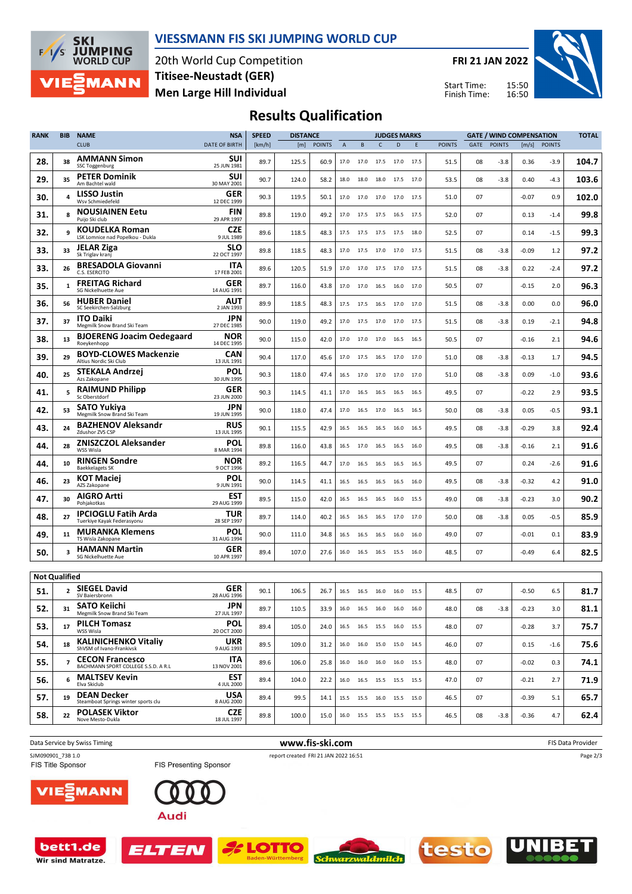# VIESSMANN FIS SKI JUMPING WORLD CUP

20th World Cup Competition
**Titisee-Neustadt (GER)**
**Men Large Hill Individual**

**FRI 21 JAN 2022**

Start Time: 15:50
Finish Time: 16:50

## Results Qualification

| RANK | BIB | NAME / CLUB | NSA / DATE OF BIRTH | SPEED [km/h] | DISTANCE [m] | DISTANCE POINTS | A | B | C | D | E | JUDGES POINTS | GATE | GATE POINTS | WIND [m/s] | WIND POINTS | TOTAL |
|---|---|---|---|---|---|---|---|---|---|---|---|---|---|---|---|---|---|
| 28. | 38 | **AMMANN Simon** SSC Toggenburg | SUI 25 JUN 1981 | 89.7 | 125.5 | 60.9 | 17.0 | 17.0 | 17.5 | 17.0 | 17.5 | 51.5 | 08 | -3.8 | 0.36 | -3.9 | 104.7 |
| 29. | 35 | **PETER Dominik** Am Bachtel wald | SUI 30 MAY 2001 | 90.7 | 124.0 | 58.2 | 18.0 | 18.0 | 18.0 | 17.5 | 17.0 | 53.5 | 08 | -3.8 | 0.40 | -4.3 | 103.6 |
| 30. | 4 | **LISSO Justin** Wsv Schmiedefeld | GER 12 DEC 1999 | 90.3 | 119.5 | 50.1 | 17.0 | 17.0 | 17.0 | 17.0 | 17.5 | 51.0 | 07 | | -0.07 | 0.9 | 102.0 |
| 31. | 8 | **NOUSIAINEN Eetu** Puijo Ski club | FIN 29 APR 1997 | 89.8 | 119.0 | 49.2 | 17.0 | 17.5 | 17.5 | 16.5 | 17.5 | 52.0 | 07 | | 0.13 | -1.4 | 99.8 |
| 32. | 9 | **KOUDELKA Roman** LSK Lomnice nad Popelkou - Dukla | CZE 9 JUL 1989 | 89.6 | 118.5 | 48.3 | 17.5 | 17.5 | 17.5 | 17.5 | 18.0 | 52.5 | 07 | | 0.14 | -1.5 | 99.3 |
| 33. | 33 | **JELAR Ziga** Sk Triglav kranj | SLO 22 OCT 1997 | 89.8 | 118.5 | 48.3 | 17.0 | 17.5 | 17.0 | 17.0 | 17.5 | 51.5 | 08 | -3.8 | -0.09 | 1.2 | 97.2 |
| 33. | 26 | **BRESADOLA Giovanni** C.S. ESERCITO | ITA 17 FEB 2001 | 89.6 | 120.5 | 51.9 | 17.0 | 17.0 | 17.5 | 17.0 | 17.5 | 51.5 | 08 | -3.8 | 0.22 | -2.4 | 97.2 |
| 35. | 1 | **FREITAG Richard** SG Nickelhuette Aue | GER 14 AUG 1991 | 89.7 | 116.0 | 43.8 | 17.0 | 17.0 | 16.5 | 16.0 | 17.0 | 50.5 | 07 | | -0.15 | 2.0 | 96.3 |
| 36. | 56 | **HUBER Daniel** SC Seekirchen-Salzburg | AUT 2 JAN 1993 | 89.9 | 118.5 | 48.3 | 17.5 | 17.5 | 16.5 | 17.0 | 17.0 | 51.5 | 08 | -3.8 | 0.00 | 0.0 | 96.0 |
| 37. | 37 | **ITO Daiki** Megmilk Snow Brand Ski Team | JPN 27 DEC 1985 | 90.0 | 119.0 | 49.2 | 17.0 | 17.5 | 17.0 | 17.0 | 17.5 | 51.5 | 08 | -3.8 | 0.19 | -2.1 | 94.8 |
| 38. | 13 | **BJOERENG Joacim Oedegaard** Roeykenhopp | NOR 14 DEC 1995 | 90.0 | 115.0 | 42.0 | 17.0 | 17.0 | 17.0 | 16.5 | 16.5 | 50.5 | 07 | | -0.16 | 2.1 | 94.6 |
| 39. | 29 | **BOYD-CLOWES Mackenzie** Altius Nordic Ski Club | CAN 13 JUL 1991 | 90.4 | 117.0 | 45.6 | 17.0 | 17.5 | 16.5 | 17.0 | 17.0 | 51.0 | 08 | -3.8 | -0.13 | 1.7 | 94.5 |
| 40. | 25 | **STEKALA Andrzej** Azs Zakopane | POL 30 JUN 1995 | 90.3 | 118.0 | 47.4 | 16.5 | 17.0 | 17.0 | 17.0 | 17.0 | 51.0 | 08 | -3.8 | 0.09 | -1.0 | 93.6 |
| 41. | 5 | **RAIMUND Philipp** Sc Oberstdorf | GER 23 JUN 2000 | 90.3 | 114.5 | 41.1 | 17.0 | 16.5 | 16.5 | 16.5 | 16.5 | 49.5 | 07 | | -0.22 | 2.9 | 93.5 |
| 42. | 53 | **SATO Yukiya** Megmilk Snow Brand Ski Team | JPN 19 JUN 1995 | 90.0 | 118.0 | 47.4 | 17.0 | 16.5 | 17.0 | 16.5 | 16.5 | 50.0 | 08 | -3.8 | 0.05 | -0.5 | 93.1 |
| 43. | 24 | **BAZHENOV Aleksandr** Zdushor ZVS CSP | RUS 13 JUL 1995 | 90.1 | 115.5 | 42.9 | 16.5 | 16.5 | 16.5 | 16.0 | 16.5 | 49.5 | 08 | -3.8 | -0.29 | 3.8 | 92.4 |
| 44. | 28 | **ZNISZCZOL Aleksander** WSS Wisla | POL 8 MAR 1994 | 89.8 | 116.0 | 43.8 | 16.5 | 17.0 | 16.5 | 16.5 | 16.0 | 49.5 | 08 | -3.8 | -0.16 | 2.1 | 91.6 |
| 44. | 10 | **RINGEN Sondre** Baekkelagets SK | NOR 9 OCT 1996 | 89.2 | 116.5 | 44.7 | 17.0 | 16.5 | 16.5 | 16.5 | 16.5 | 49.5 | 07 | | 0.24 | -2.6 | 91.6 |
| 46. | 23 | **KOT Maciej** AZS Zakopane | POL 9 JUN 1991 | 90.0 | 114.5 | 41.1 | 16.5 | 16.5 | 16.5 | 16.5 | 16.0 | 49.5 | 08 | -3.8 | -0.32 | 4.2 | 91.0 |
| 47. | 30 | **AIGRO Artti** Pohjakotkas | EST 29 AUG 1999 | 89.5 | 115.0 | 42.0 | 16.5 | 16.5 | 16.5 | 16.0 | 15.5 | 49.0 | 08 | -3.8 | -0.23 | 3.0 | 90.2 |
| 48. | 27 | **IPCIOGLU Fatih Arda** Tuerkiye Kayak Federasyonu | TUR 28 SEP 1997 | 89.7 | 114.0 | 40.2 | 16.5 | 16.5 | 16.5 | 17.0 | 17.0 | 50.0 | 08 | -3.8 | 0.05 | -0.5 | 85.9 |
| 49. | 11 | **MURANKA Klemens** TS Wisla Zakopane | POL 31 AUG 1994 | 90.0 | 111.0 | 34.8 | 16.5 | 16.5 | 16.5 | 16.0 | 16.0 | 49.0 | 07 | | -0.01 | 0.1 | 83.9 |
| 50. | 3 | **HAMANN Martin** SG Nickelhuette Aue | GER 10 APR 1997 | 89.4 | 107.0 | 27.6 | 16.0 | 16.5 | 16.5 | 15.5 | 16.0 | 48.5 | 07 | | -0.49 | 6.4 | 82.5 |

**Not Qualified**

| RANK | BIB | NAME / CLUB | NSA / DATE OF BIRTH | SPEED [km/h] | DISTANCE [m] | DISTANCE POINTS | A | B | C | D | E | JUDGES POINTS | GATE | GATE POINTS | WIND [m/s] | WIND POINTS | TOTAL |
|---|---|---|---|---|---|---|---|---|---|---|---|---|---|---|---|---|---|
| 51. | 2 | **SIEGEL David** SV Baiersbronn | GER 28 AUG 1996 | 90.1 | 106.5 | 26.7 | 16.5 | 16.5 | 16.0 | 16.0 | 15.5 | 48.5 | 07 | | -0.50 | 6.5 | 81.7 |
| 52. | 31 | **SATO Keiichi** Megmilk Snow Brand Ski Team | JPN 27 JUL 1997 | 89.7 | 110.5 | 33.9 | 16.0 | 16.5 | 16.0 | 16.0 | 16.0 | 48.0 | 08 | -3.8 | -0.23 | 3.0 | 81.1 |
| 53. | 17 | **PILCH Tomasz** WSS Wisla | POL 20 OCT 2000 | 89.4 | 105.0 | 24.0 | 16.5 | 16.5 | 15.5 | 16.0 | 15.5 | 48.0 | 07 | | -0.28 | 3.7 | 75.7 |
| 54. | 18 | **KALINICHENKO Vitaliy** ShVSM of Ivano-Frankivsk | UKR 9 AUG 1993 | 89.5 | 109.0 | 31.2 | 16.0 | 16.0 | 15.0 | 15.0 | 14.5 | 46.0 | 07 | | 0.15 | -1.6 | 75.6 |
| 55. | 7 | **CECON Francesco** BACHMANN SPORT COLLEGE S.S.D. A R.L | ITA 13 NOV 2001 | 89.6 | 106.0 | 25.8 | 16.0 | 16.0 | 16.0 | 16.0 | 15.5 | 48.0 | 07 | | -0.02 | 0.3 | 74.1 |
| 56. | 6 | **MALTSEV Kevin** Elva Skiclub | EST 4 JUL 2000 | 89.4 | 104.0 | 22.2 | 16.0 | 16.5 | 15.5 | 15.5 | 15.5 | 47.0 | 07 | | -0.21 | 2.7 | 71.9 |
| 57. | 19 | **DEAN Decker** Steamboat Springs winter sports clu | USA 8 AUG 2000 | 89.4 | 99.5 | 14.1 | 15.5 | 15.5 | 16.0 | 15.5 | 15.0 | 46.5 | 07 | | -0.39 | 5.1 | 65.7 |
| 58. | 22 | **POLASEK Viktor** Nove Mesto-Dukla | CZE 18 JUL 1997 | 89.8 | 100.0 | 15.0 | 16.0 | 15.5 | 15.5 | 15.5 | 15.5 | 46.5 | 08 | -3.8 | -0.36 | 4.7 | 62.4 |

Data Service by Swiss Timing | www.fis-ski.com | FIS Data Provider

SJM090901_73B 1.0 | report created FRI 21 JAN 2022 16:51

FIS Title Sponsor | FIS Presenting Sponsor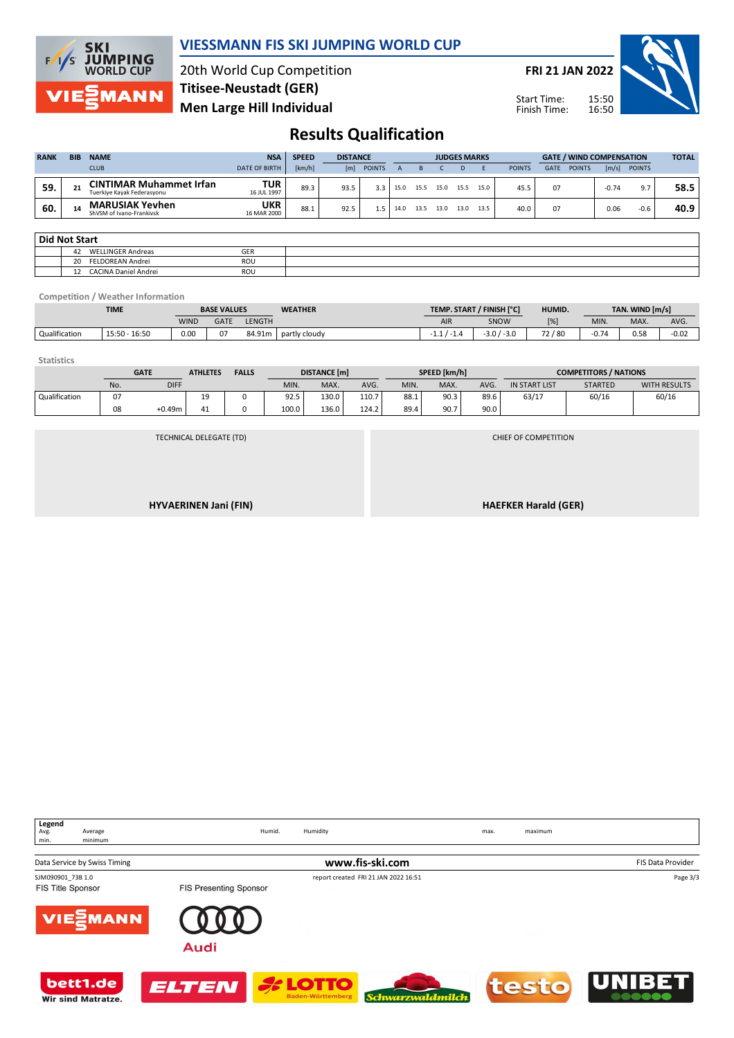# VIESSMANN FIS SKI JUMPING WORLD CUP

20th World Cup Competition
**Titisee-Neustadt (GER)**
**Men Large Hill Individual**

**FRI 21 JAN 2022**

Start Time: 15:50
Finish Time: 16:50

## Results Qualification

| RANK | BIB | NAME / CLUB | NSA / DATE OF BIRTH | SPEED [km/h] | DISTANCE [m] | DISTANCE POINTS | A | B | C | D | E | JUDGES POINTS | GATE | GATE POINTS | WIND [m/s] | WIND POINTS | TOTAL |
|---|---|---|---|---|---|---|---|---|---|---|---|---|---|---|---|---|---|
| 59. | 21 | **CINTIMAR Muhammet Irfan** Tuerkiye Kayak Federasyonu | **TUR** 16 JUL 1997 | 89.3 | 93.5 | 3.3 | 15.0 | 15.5 | 15.0 | 15.5 | 15.0 | 45.5 | 07 | | -0.74 | 9.7 | **58.5** |
| 60. | 14 | **MARUSIAK Yevhen** ShVSM of Ivano-Frankivsk | **UKR** 16 MAR 2000 | 88.1 | 92.5 | 1.5 | 14.0 | 13.5 | 13.0 | 13.0 | 13.5 | 40.0 | 07 | | 0.06 | -0.6 | **40.9** |

### Did Not Start

| BIB | NAME | NSA |
|---|---|---|
| 42 | WELLINGER Andreas | GER |
| 20 | FELDOREAN Andrei | ROU |
| 12 | CACINA Daniel Andrei | ROU |

### Competition / Weather Information

| | TIME | BASE VALUES WIND | BASE VALUES GATE | BASE VALUES LENGTH | WEATHER | TEMP. START / FINISH [°C] AIR | TEMP. START / FINISH [°C] SNOW | HUMID. [%] | TAN. WIND [m/s] MIN. | TAN. WIND [m/s] MAX. | TAN. WIND [m/s] AVG. |
|---|---|---|---|---|---|---|---|---|---|---|---|
| Qualification | 15:50 - 16:50 | 0.00 | 07 | 84.91m | partly cloudy | -1.1 / -1.4 | -3.0 / -3.0 | 72 / 80 | -0.74 | 0.58 | -0.02 |

### Statistics

| | GATE No. | GATE DIFF | ATHLETES | FALLS | DISTANCE [m] MIN. | DISTANCE [m] MAX. | DISTANCE [m] AVG. | SPEED [km/h] MIN. | SPEED [km/h] MAX. | SPEED [km/h] AVG. | IN START LIST | STARTED | WITH RESULTS |
|---|---|---|---|---|---|---|---|---|---|---|---|---|---|
| Qualification | 07 | | 19 | 0 | 92.5 | 130.0 | 110.7 | 88.1 | 90.3 | 89.6 | 63/17 | 60/16 | 60/16 |
| | 08 | +0.49m | 41 | 0 | 100.0 | 136.0 | 124.2 | 89.4 | 90.7 | 90.0 | | | |

TECHNICAL DELEGATE (TD)
**HYVAERINEN Jani (FIN)**

CHIEF OF COMPETITION
**HAEFKER Harald (GER)**

**Legend**
Avg. Average
min. minimum
Humid. Humidity
max. maximum

Data Service by Swiss Timing
www.fis-ski.com
FIS Data Provider
SJM090901_73B 1.0
report created FRI 21 JAN 2022 16:51
FIS Title Sponsor
FIS Presenting Sponsor